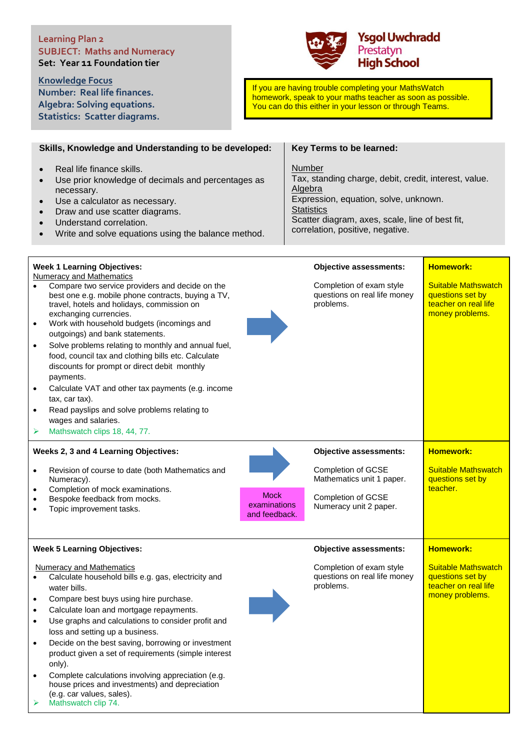**Learning Plan 2**
**SUBJECT: Maths and Numeracy**
**Set: Year 11 Foundation tier**

**Knowledge Focus**
**Number: Real life finances.**
**Algebra: Solving equations.**
**Statistics: Scatter diagrams.**

**Ysgol Uwchradd Prestatyn High School**

If you are having trouble completing your MathsWatch homework, speak to your maths teacher as soon as possible. You can do this either in your lesson or through Teams.

## Skills, Knowledge and Understanding to be developed:

- Real life finance skills.
- Use prior knowledge of decimals and percentages as necessary.
- Use a calculator as necessary.
- Draw and use scatter diagrams.
- Understand correlation.
- Write and solve equations using the balance method.

## Key Terms to be learned:

Number
Tax, standing charge, debit, credit, interest, value.
Algebra
Expression, equation, solve, unknown.
Statistics
Scatter diagram, axes, scale, line of best fit, correlation, positive, negative.

| Learning Objectives | | Objective assessments | Homework |
|---|---|---|---|
| **Week 1 Learning Objectives:**<br>Numeracy and Mathematics<br>• Compare two service providers and decide on the best one e.g. mobile phone contracts, buying a TV, travel, hotels and holidays, commission on exchanging currencies.<br>• Work with household budgets (incomings and outgoings) and bank statements.<br>• Solve problems relating to monthly and annual fuel, food, council tax and clothing bills etc. Calculate discounts for prompt or direct debit monthly payments.<br>• Calculate VAT and other tax payments (e.g. income tax, car tax).<br>• Read payslips and solve problems relating to wages and salaries.<br>➢ Mathswatch clips 18, 44, 77. | → | **Objective assessments:**<br>Completion of exam style questions on real life money problems. | **Homework:**<br>Suitable Mathswatch questions set by teacher on real life money problems. |
| **Weeks 2, 3 and 4 Learning Objectives:**<br>• Revision of course to date (both Mathematics and Numeracy).<br>• Completion of mock examinations.<br>• Bespoke feedback from mocks.<br>• Topic improvement tasks. | →<br>Mock examinations and feedback. | **Objective assessments:**<br>Completion of GCSE Mathematics unit 1 paper.<br>Completion of GCSE Numeracy unit 2 paper. | **Homework:**<br>Suitable Mathswatch questions set by teacher. |
| **Week 5 Learning Objectives:**<br>Numeracy and Mathematics<br>• Calculate household bills e.g. gas, electricity and water bills.<br>• Compare best buys using hire purchase.<br>• Calculate loan and mortgage repayments.<br>• Use graphs and calculations to consider profit and loss and setting up a business.<br>• Decide on the best saving, borrowing or investment product given a set of requirements (simple interest only).<br>• Complete calculations involving appreciation (e.g. house prices and investments) and depreciation (e.g. car values, sales).<br>➢ Mathswatch clip 74. | → | **Objective assessments:**<br>Completion of exam style questions on real life money problems. | **Homework:**<br>Suitable Mathswatch questions set by teacher on real life money problems. |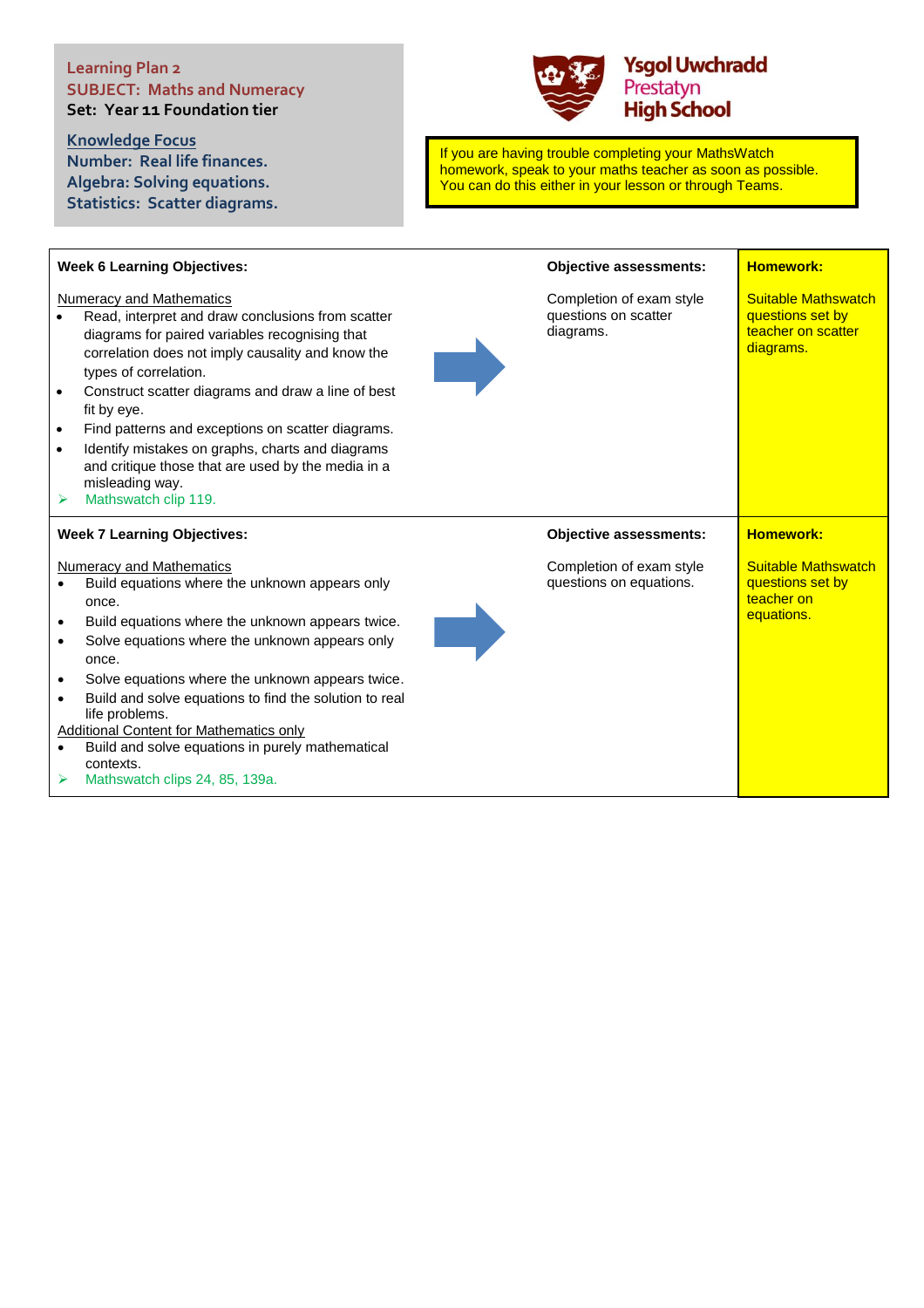Learning Plan 2
SUBJECT: Maths and Numeracy
**Set: Year 11 Foundation tier**

**Knowledge Focus**
**Number: Real life finances.**
**Algebra: Solving equations.**
**Statistics: Scatter diagrams.**

**Ysgol Uwchradd Prestatyn High School**

If you are having trouble completing your MathsWatch homework, speak to your maths teacher as soon as possible. You can do this either in your lesson or through Teams.

| Learning Objectives | Objective assessments | Homework |
|---|---|---|
| **Week 6 Learning Objectives:**<br><br>Numeracy and Mathematics<br>• Read, interpret and draw conclusions from scatter diagrams for paired variables recognising that correlation does not imply causality and know the types of correlation.<br>• Construct scatter diagrams and draw a line of best fit by eye.<br>• Find patterns and exceptions on scatter diagrams.<br>• Identify mistakes on graphs, charts and diagrams and critique those that are used by the media in a misleading way.<br>➢ Mathswatch clip 119. | **Objective assessments:**<br><br>Completion of exam style questions on scatter diagrams. | **Homework:**<br><br>Suitable Mathswatch questions set by teacher on scatter diagrams. |
| **Week 7 Learning Objectives:**<br><br>Numeracy and Mathematics<br>• Build equations where the unknown appears only once.<br>• Build equations where the unknown appears twice.<br>• Solve equations where the unknown appears only once.<br>• Solve equations where the unknown appears twice.<br>• Build and solve equations to find the solution to real life problems.<br>Additional Content for Mathematics only<br>• Build and solve equations in purely mathematical contexts.<br>➢ Mathswatch clips 24, 85, 139a. | **Objective assessments:**<br><br>Completion of exam style questions on equations. | **Homework:**<br><br>Suitable Mathswatch questions set by teacher on equations. |